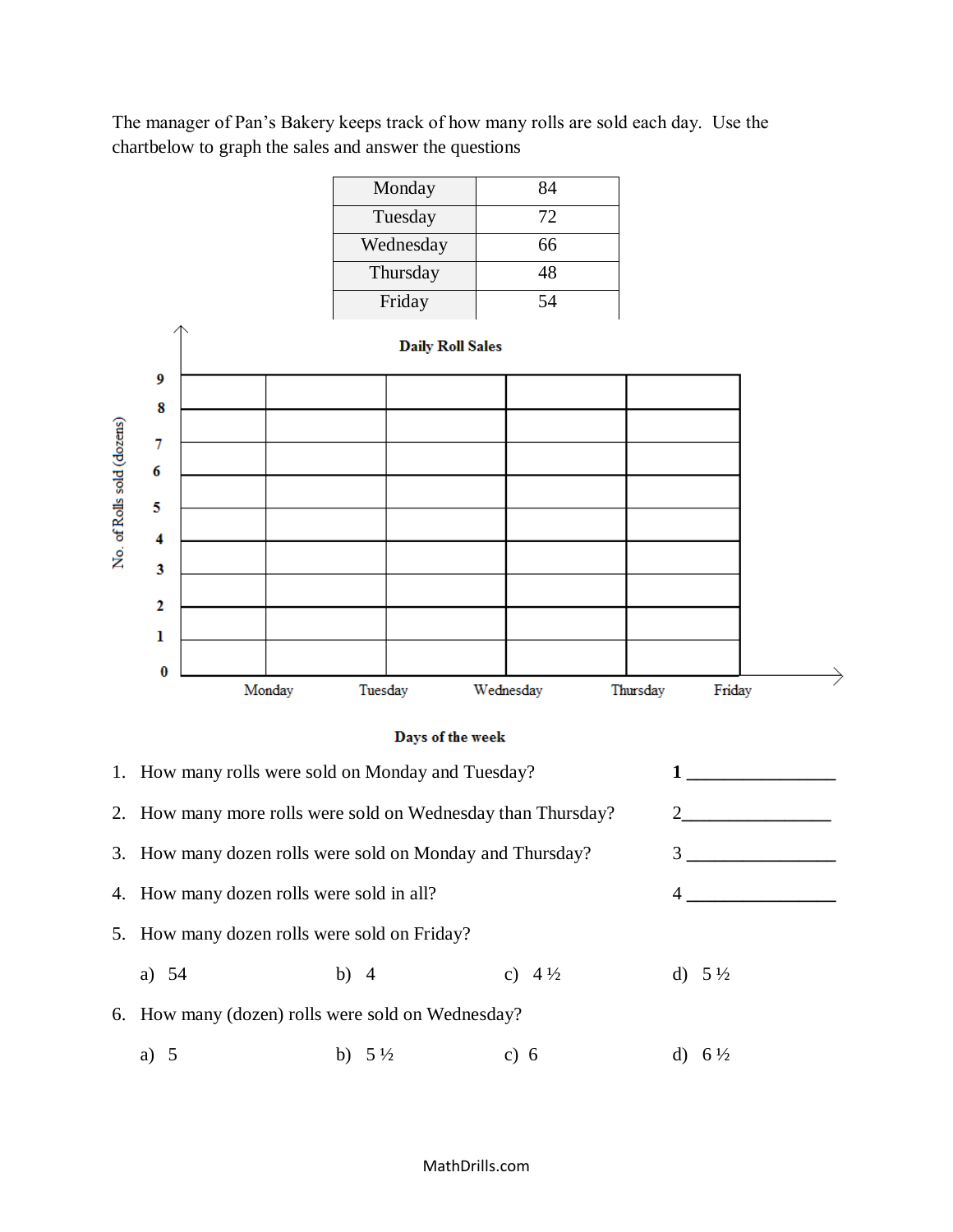The manager of Pan's Bakery keeps track of how many rolls are sold each day. Use the chartbelow to graph the sales and answer the questions

| Monday | 84 |
|---|---|
| Tuesday | 72 |
| Wednesday | 66 |
| Thursday | 48 |
| Friday | 54 |

**Daily Roll Sales**

No. of Rolls sold (dozens)

9
8
7
6
5
4
3
2
1
0

Monday Tuesday Wednesday Thursday Friday

**Days of the week**

1. How many rolls were sold on Monday and Tuesday? 1 _______________
2. How many more rolls were sold on Wednesday than Thursday? 2_______________
3. How many dozen rolls were sold on Monday and Thursday? 3 _______________
4. How many dozen rolls were sold in all? 4 _______________
5. How many dozen rolls were sold on Friday?

   a) 54 b) 4 c) 4 ½ d) 5 ½

6. How many (dozen) rolls were sold on Wednesday?

   a) 5 b) 5 ½ c) 6 d) 6 ½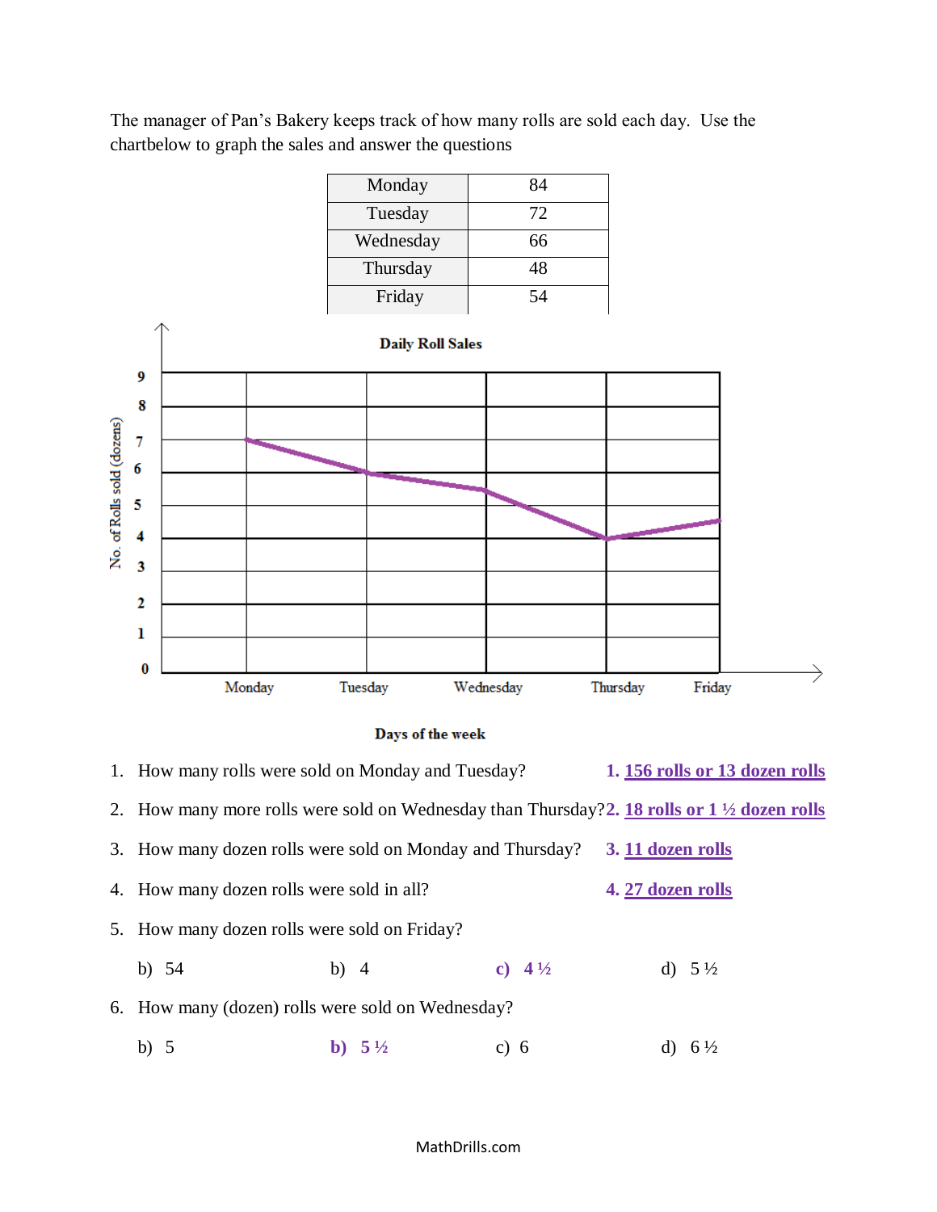The manager of Pan's Bakery keeps track of how many rolls are sold each day. Use the chartbelow to graph the sales and answer the questions

| | |
|---|---|
| Monday | 84 |
| Tuesday | 72 |
| Wednesday | 66 |
| Thursday | 48 |
| Friday | 54 |

Daily Roll Sales

No. of Rolls sold (dozens)

9
8
7
6
5
4
3
2
1
0

Monday Tuesday Wednesday Thursday Friday

Days of the week

1. How many rolls were sold on Monday and Tuesday? **1. 156 rolls or 13 dozen rolls**

2. How many more rolls were sold on Wednesday than Thursday? **2. 18 rolls or 1 ½ dozen rolls**

3. How many dozen rolls were sold on Monday and Thursday? **3. 11 dozen rolls**

4. How many dozen rolls were sold in all? **4. 27 dozen rolls**

5. How many dozen rolls were sold on Friday?

   b) 54 b) 4 **c) 4 ½** d) 5 ½

6. How many (dozen) rolls were sold on Wednesday?

   b) 5 **b) 5 ½** c) 6 d) 6 ½

MathDrills.com